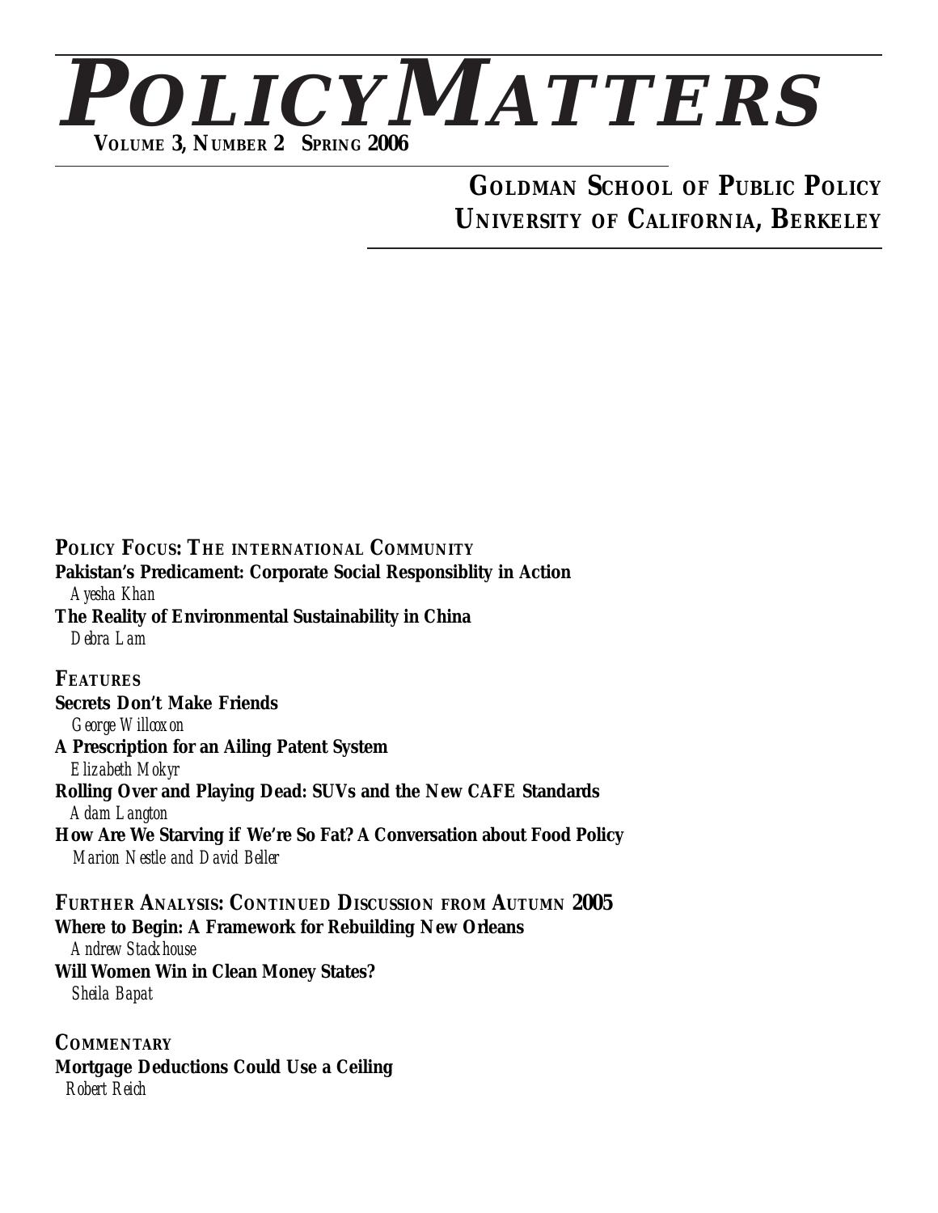# POLICY MATTERS

**VOLUME 3, NUMBER 2 SPRING 2006**

## GOLDMAN SCHOOL OF PUBLIC POLICY
## UNIVERSITY OF CALIFORNIA, BERKELEY

**POLICY FOCUS: THE INTERNATIONAL COMMUNITY**

**Pakistan's Predicament: Corporate Social Responsiblity in Action**
*Ayesha Khan*

**The Reality of Environmental Sustainability in China**
*Debra Lam*

**FEATURES**

**Secrets Don't Make Friends**
*George Willcoxon*

**A Prescription for an Ailing Patent System**
*Elizabeth Mokyr*

**Rolling Over and Playing Dead: SUVs and the New CAFE Standards**
*Adam Langton*

**How Are We Starving if We're So Fat? A Conversation about Food Policy**
*Marion Nestle and David Beller*

**FURTHER ANALYSIS: CONTINUED DISCUSSION FROM AUTUMN 2005**

**Where to Begin: A Framework for Rebuilding New Orleans**
*Andrew Stackhouse*

**Will Women Win in Clean Money States?**
*Sheila Bapat*

**COMMENTARY**

**Mortgage Deductions Could Use a Ceiling**
*Robert Reich*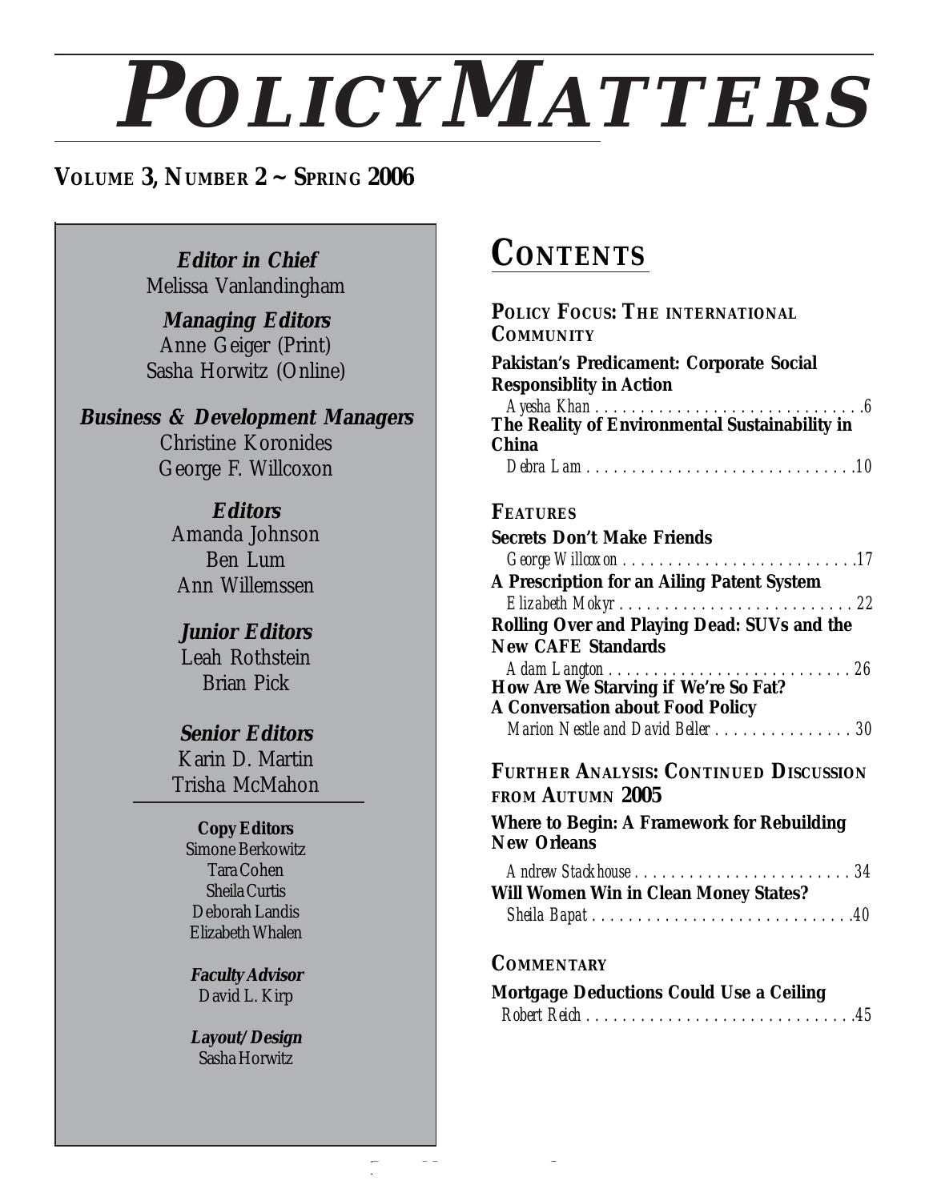# POLICYMATTERS

**VOLUME 3, NUMBER 2 ~ SPRING 2006**

***Editor in Chief***
Melissa Vanlandingham

***Managing Editors***
Anne Geiger (Print)
Sasha Horwitz (Online)

***Business & Development Managers***
Christine Koronides
George F. Willcoxon

***Editors***
Amanda Johnson
Ben Lum
Ann Willemssen

***Junior Editors***
Leah Rothstein
Brian Pick

***Senior Editors***
Karin D. Martin
Trisha McMahon

**Copy Editors**
Simone Berkowitz
Tara Cohen
Sheila Curtis
Deborah Landis
Elizabeth Whalen

***Faculty Advisor***
David L. Kirp

***Layout/Design***
Sasha Horwitz

## CONTENTS

### POLICY FOCUS: THE INTERNATIONAL COMMUNITY

**Pakistan's Predicament: Corporate Social Responsiblity in Action**
*Ayesha Khan* . . . . . . . . . . . . . . . . . . . . . . . . . . . . . . 6

**The Reality of Environmental Sustainability in China**
*Debra Lam* . . . . . . . . . . . . . . . . . . . . . . . . . . . . . . 10

### FEATURES

**Secrets Don't Make Friends**
*George Willcoxon* . . . . . . . . . . . . . . . . . . . . . . . . . . 17

**A Prescription for an Ailing Patent System**
*Elizabeth Mokyr* . . . . . . . . . . . . . . . . . . . . . . . . . . 22

**Rolling Over and Playing Dead: SUVs and the New CAFE Standards**
*Adam Langton* . . . . . . . . . . . . . . . . . . . . . . . . . . . . 26

**How Are We Starving if We're So Fat? A Conversation about Food Policy**
*Marion Nestle and David Beller* . . . . . . . . . . . . . . . . 30

### FURTHER ANALYSIS: CONTINUED DISCUSSION FROM AUTUMN 2005

**Where to Begin: A Framework for Rebuilding New Orleans**
*Andrew Stackhouse* . . . . . . . . . . . . . . . . . . . . . . . . . 34

**Will Women Win in Clean Money States?**
*Sheila Bapat* . . . . . . . . . . . . . . . . . . . . . . . . . . . . . . 40

### COMMENTARY

**Mortgage Deductions Could Use a Ceiling**
*Robert Reich* . . . . . . . . . . . . . . . . . . . . . . . . . . . . . . 45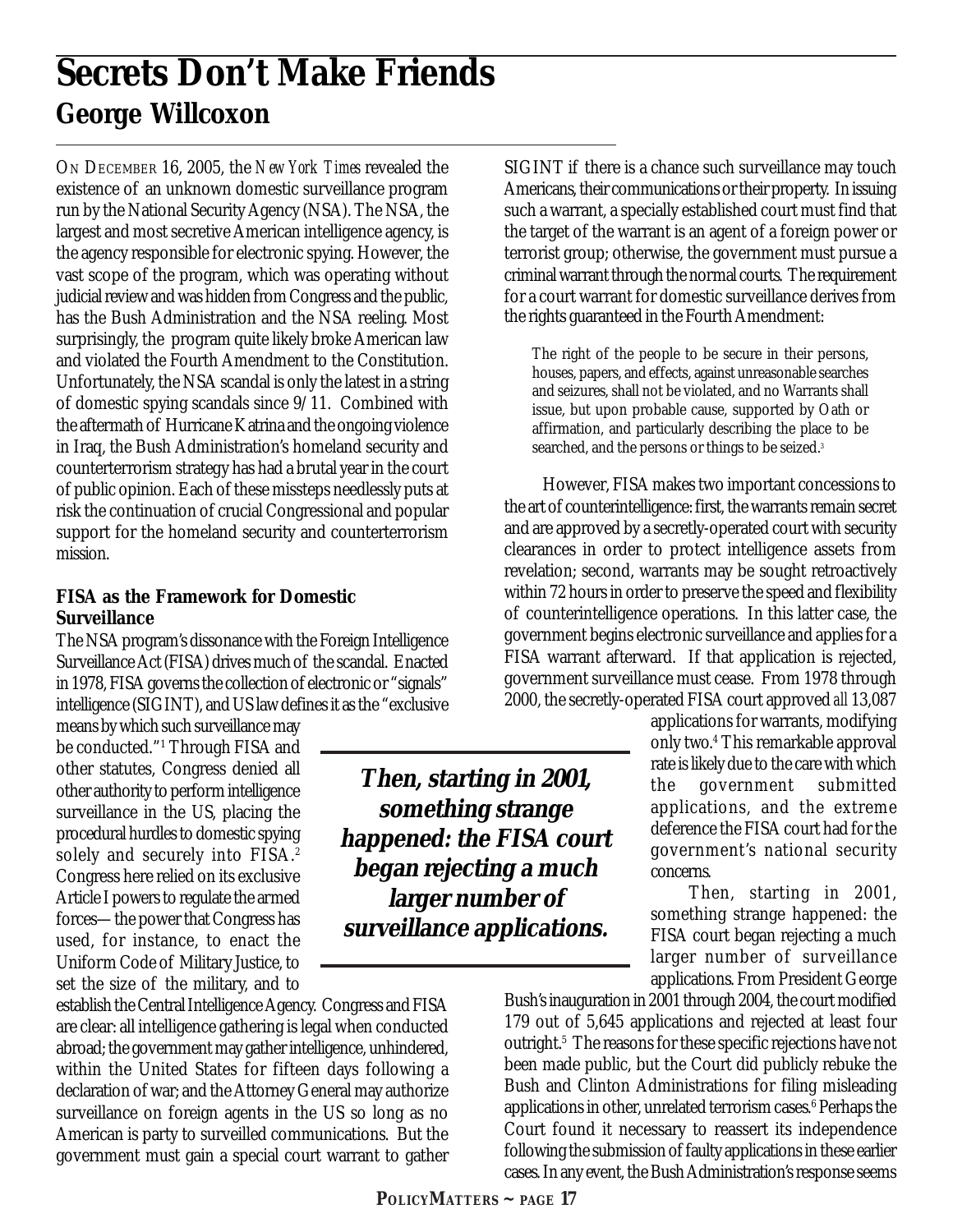# Secrets Don't Make Friends

## George Willcoxon

On December 16, 2005, the *New York Times* revealed the existence of an unknown domestic surveillance program run by the National Security Agency (NSA). The NSA, the largest and most secretive American intelligence agency, is the agency responsible for electronic spying. However, the vast scope of the program, which was operating without judicial review and was hidden from Congress and the public, has the Bush Administration and the NSA reeling. Most surprisingly, the program quite likely broke American law and violated the Fourth Amendment to the Constitution. Unfortunately, the NSA scandal is only the latest in a string of domestic spying scandals since 9/11. Combined with the aftermath of Hurricane Katrina and the ongoing violence in Iraq, the Bush Administration's homeland security and counterterrorism strategy has had a brutal year in the court of public opinion. Each of these missteps needlessly puts at risk the continuation of crucial Congressional and popular support for the homeland security and counterterrorism mission.

### FISA as the Framework for Domestic Surveillance

The NSA program's dissonance with the Foreign Intelligence Surveillance Act (FISA) drives much of the scandal. Enacted in 1978, FISA governs the collection of electronic or "signals" intelligence (SIGINT), and US law defines it as the "exclusive means by which such surveillance may be conducted."[1] Through FISA and other statutes, Congress denied all other authority to perform intelligence surveillance in the US, placing the procedural hurdles to domestic spying solely and securely into FISA.[2] Congress here relied on its exclusive Article I powers to regulate the armed forces— the power that Congress has used, for instance, to enact the Uniform Code of Military Justice, to set the size of the military, and to establish the Central Intelligence Agency. Congress and FISA are clear: all intelligence gathering is legal when conducted abroad; the government may gather intelligence, unhindered, within the United States for fifteen days following a declaration of war; and the Attorney General may authorize surveillance on foreign agents in the US so long as no American is party to surveilled communications. But the government must gain a special court warrant to gather SIGINT if there is a chance such surveillance may touch Americans, their communications or their property. In issuing such a warrant, a specially established court must find that the target of the warrant is an agent of a foreign power or terrorist group; otherwise, the government must pursue a criminal warrant through the normal courts. The requirement for a court warrant for domestic surveillance derives from the rights guaranteed in the Fourth Amendment:

> The right of the people to be secure in their persons, houses, papers, and effects, against unreasonable searches and seizures, shall not be violated, and no Warrants shall issue, but upon probable cause, supported by Oath or affirmation, and particularly describing the place to be searched, and the persons or things to be seized.[3]

However, FISA makes two important concessions to the art of counterintelligence: first, the warrants remain secret and are approved by a secretly-operated court with security clearances in order to protect intelligence assets from revelation; second, warrants may be sought retroactively within 72 hours in order to preserve the speed and flexibility of counterintelligence operations. In this latter case, the government begins electronic surveillance and applies for a FISA warrant afterward. If that application is rejected, government surveillance must cease. From 1978 through 2000, the secretly-operated FISA court approved *all* 13,087 applications for warrants, modifying only two.[4] This remarkable approval rate is likely due to the care with which the government submitted applications, and the extreme deference the FISA court had for the government's national security concerns.

> ***Then, starting in 2001, something strange happened: the FISA court began rejecting a much larger number of surveillance applications.***

Then, starting in 2001, something strange happened: the FISA court began rejecting a much larger number of surveillance applications. From President George Bush's inauguration in 2001 through 2004, the court modified 179 out of 5,645 applications and rejected at least four outright.[5] The reasons for these specific rejections have not been made public, but the Court did publicly rebuke the Bush and Clinton Administrations for filing misleading applications in other, unrelated terrorism cases.[6] Perhaps the Court found it necessary to reassert its independence following the submission of faulty applications in these earlier cases. In any event, the Bush Administration's response seems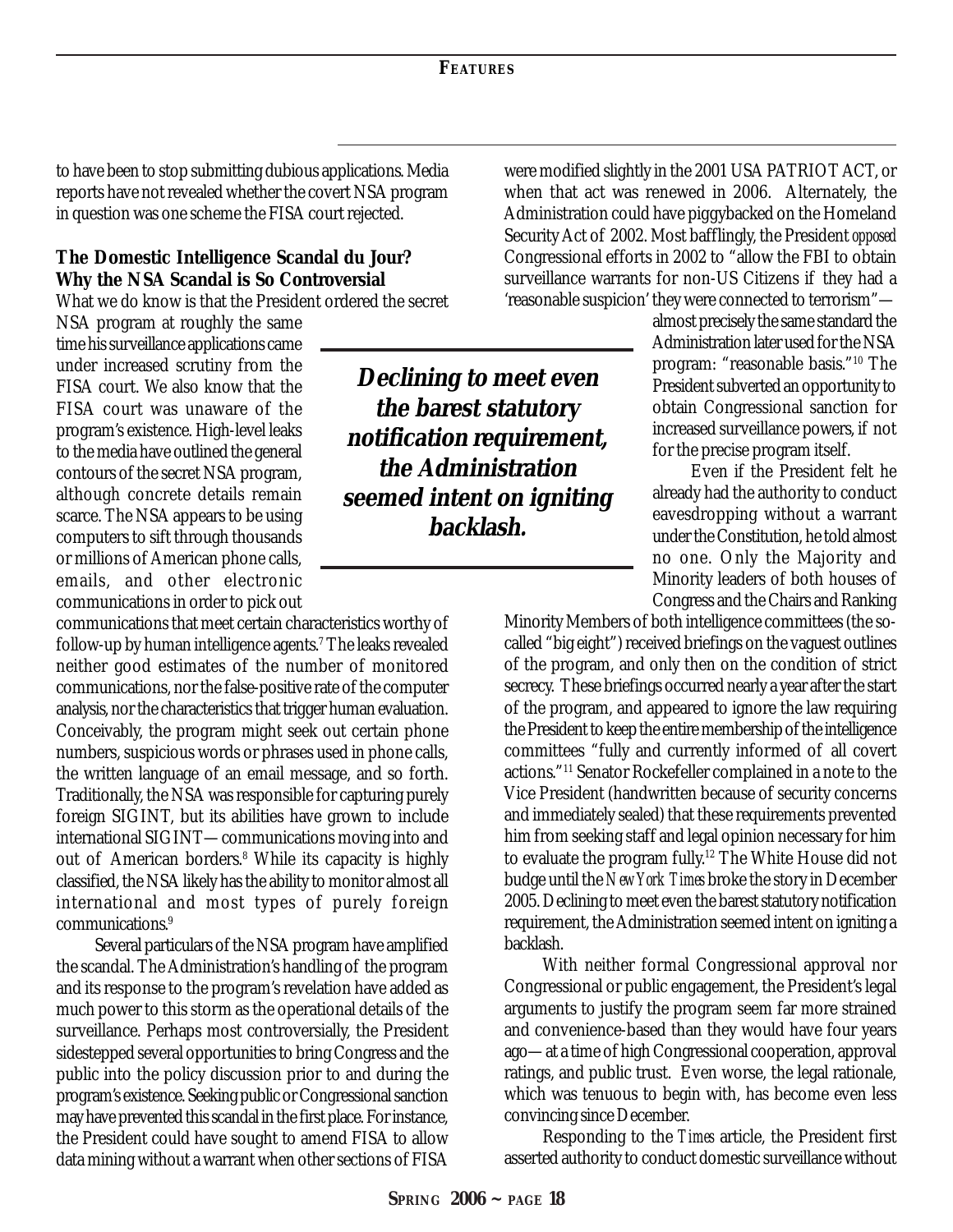to have been to stop submitting dubious applications. Media reports have not revealed whether the covert NSA program in question was one scheme the FISA court rejected.

### The Domestic Intelligence Scandal du Jour? Why the NSA Scandal is So Controversial

What we do know is that the President ordered the secret NSA program at roughly the same time his surveillance applications came under increased scrutiny from the FISA court. We also know that the FISA court was unaware of the program's existence. High-level leaks to the media have outlined the general contours of the secret NSA program, although concrete details remain scarce. The NSA appears to be using computers to sift through thousands or millions of American phone calls, emails, and other electronic communications in order to pick out communications that meet certain characteristics worthy of follow-up by human intelligence agents.[7] The leaks revealed neither good estimates of the number of monitored communications, nor the false-positive rate of the computer analysis, nor the characteristics that trigger human evaluation. Conceivably, the program might seek out certain phone numbers, suspicious words or phrases used in phone calls, the written language of an email message, and so forth. Traditionally, the NSA was responsible for capturing purely foreign SIGINT, but its abilities have grown to include international SIGINT—communications moving into and out of American borders.[8] While its capacity is highly classified, the NSA likely has the ability to monitor almost all international and most types of purely foreign communications.[9]

Several particulars of the NSA program have amplified the scandal. The Administration's handling of the program and its response to the program's revelation have added as much power to this storm as the operational details of the surveillance. Perhaps most controversially, the President sidestepped several opportunities to bring Congress and the public into the policy discussion prior to and during the program's existence. Seeking public or Congressional sanction may have prevented this scandal in the first place. For instance, the President could have sought to amend FISA to allow data mining without a warrant when other sections of FISA were modified slightly in the 2001 USA PATRIOT ACT, or when that act was renewed in 2006. Alternately, the Administration could have piggybacked on the Homeland Security Act of 2002. Most bafflingly, the President *opposed* Congressional efforts in 2002 to "allow the FBI to obtain surveillance warrants for non-US Citizens if they had a 'reasonable suspicion' they were connected to terrorism"—almost precisely the same standard the Administration later used for the NSA program: "reasonable basis."[10] The President subverted an opportunity to obtain Congressional sanction for increased surveillance powers, if not for the precise program itself.

> ***Declining to meet even the barest statutory notification requirement, the Administration seemed intent on igniting backlash.***

Even if the President felt he already had the authority to conduct eavesdropping without a warrant under the Constitution, he told almost no one. Only the Majority and Minority leaders of both houses of Congress and the Chairs and Ranking Minority Members of both intelligence committees (the so-called "big eight") received briefings on the vaguest outlines of the program, and only then on the condition of strict secrecy. These briefings occurred nearly a year after the start of the program, and appeared to ignore the law requiring the President to keep the entire membership of the intelligence committees "fully and currently informed of all covert actions."[11] Senator Rockefeller complained in a note to the Vice President (handwritten because of security concerns and immediately sealed) that these requirements prevented him from seeking staff and legal opinion necessary for him to evaluate the program fully.[12] The White House did not budge until the *New York Times* broke the story in December 2005. Declining to meet even the barest statutory notification requirement, the Administration seemed intent on igniting a backlash.

With neither formal Congressional approval nor Congressional or public engagement, the President's legal arguments to justify the program seem far more strained and convenience-based than they would have four years ago—at a time of high Congressional cooperation, approval ratings, and public trust. Even worse, the legal rationale, which was tenuous to begin with, has become even less convincing since December.

Responding to the *Times* article, the President first asserted authority to conduct domestic surveillance without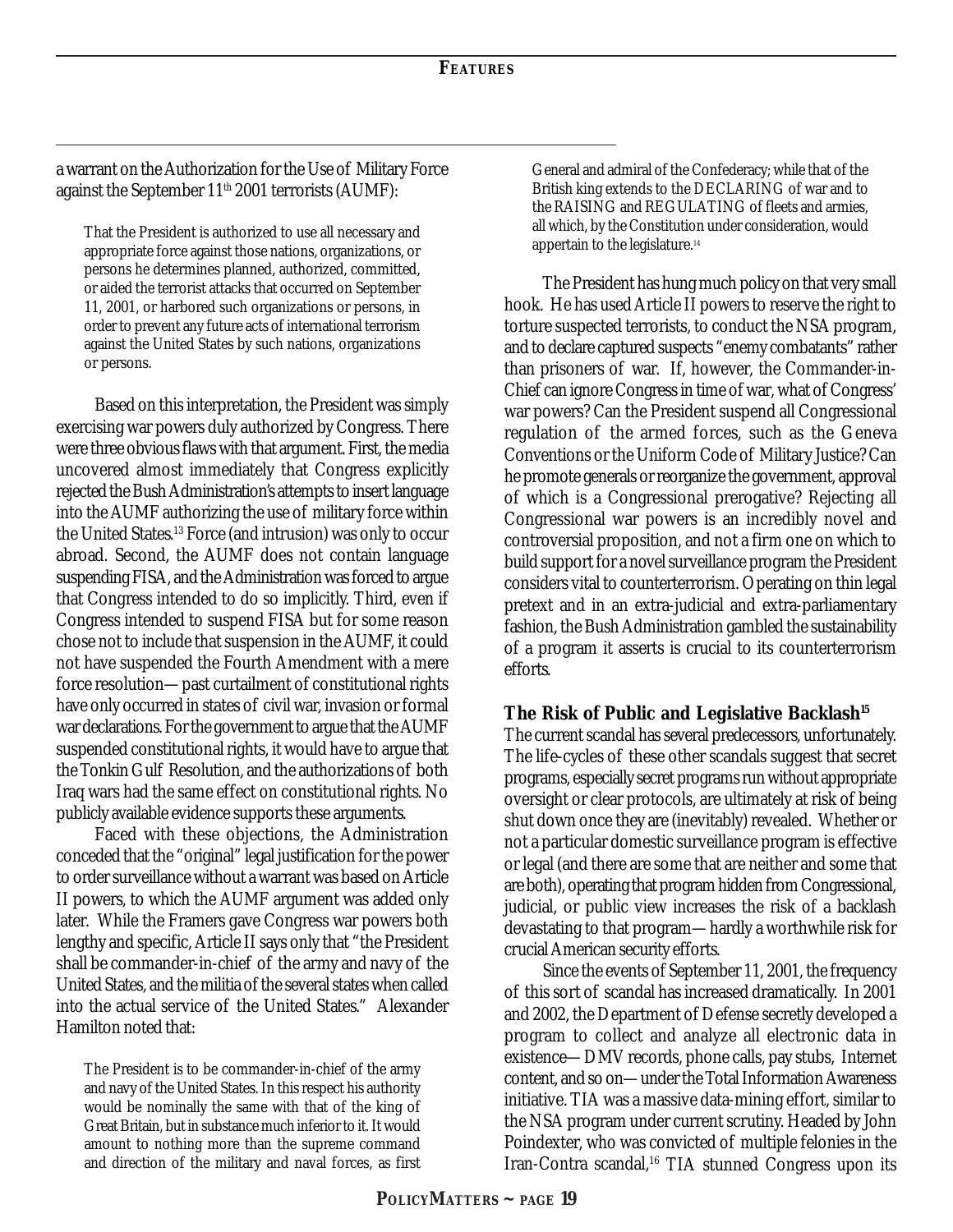a warrant on the Authorization for the Use of Military Force against the September 11th 2001 terrorists (AUMF):

> That the President is authorized to use all necessary and appropriate force against those nations, organizations, or persons he determines planned, authorized, committed, or aided the terrorist attacks that occurred on September 11, 2001, or harbored such organizations or persons, in order to prevent any future acts of international terrorism against the United States by such nations, organizations or persons.

Based on this interpretation, the President was simply exercising war powers duly authorized by Congress. There were three obvious flaws with that argument. First, the media uncovered almost immediately that Congress explicitly rejected the Bush Administration's attempts to insert language into the AUMF authorizing the use of military force within the United States.[13] Force (and intrusion) was only to occur abroad. Second, the AUMF does not contain language suspending FISA, and the Administration was forced to argue that Congress intended to do so implicitly. Third, even if Congress intended to suspend FISA but for some reason chose not to include that suspension in the AUMF, it could not have suspended the Fourth Amendment with a mere force resolution—past curtailment of constitutional rights have only occurred in states of civil war, invasion or formal war declarations. For the government to argue that the AUMF suspended constitutional rights, it would have to argue that the Tonkin Gulf Resolution, and the authorizations of both Iraq wars had the same effect on constitutional rights. No publicly available evidence supports these arguments.

Faced with these objections, the Administration conceded that the "original" legal justification for the power to order surveillance without a warrant was based on Article II powers, to which the AUMF argument was added only later. While the Framers gave Congress war powers both lengthy and specific, Article II says only that "the President shall be commander-in-chief of the army and navy of the United States, and the militia of the several states when called into the actual service of the United States." Alexander Hamilton noted that:

> The President is to be commander-in-chief of the army and navy of the United States. In this respect his authority would be nominally the same with that of the king of Great Britain, but in substance much inferior to it. It would amount to nothing more than the supreme command and direction of the military and naval forces, as first General and admiral of the Confederacy; while that of the British king extends to the DECLARING of war and to the RAISING and REGULATING of fleets and armies, all which, by the Constitution under consideration, would appertain to the legislature.[14]

The President has hung much policy on that very small hook. He has used Article II powers to reserve the right to torture suspected terrorists, to conduct the NSA program, and to declare captured suspects "enemy combatants" rather than prisoners of war. If, however, the Commander-in-Chief can ignore Congress in time of war, what of Congress' war powers? Can the President suspend all Congressional regulation of the armed forces, such as the Geneva Conventions or the Uniform Code of Military Justice? Can he promote generals or reorganize the government, approval of which is a Congressional prerogative? Rejecting all Congressional war powers is an incredibly novel and controversial proposition, and not a firm one on which to build support for a novel surveillance program the President considers vital to counterterrorism. Operating on thin legal pretext and in an extra-judicial and extra-parliamentary fashion, the Bush Administration gambled the sustainability of a program it asserts is crucial to its counterterrorism efforts.

### The Risk of Public and Legislative Backlash[15]

The current scandal has several predecessors, unfortunately. The life-cycles of these other scandals suggest that secret programs, especially secret programs run without appropriate oversight or clear protocols, are ultimately at risk of being shut down once they are (inevitably) revealed. Whether or not a particular domestic surveillance program is effective or legal (and there are some that are neither and some that are both), operating that program hidden from Congressional, judicial, or public view increases the risk of a backlash devastating to that program—hardly a worthwhile risk for crucial American security efforts.

Since the events of September 11, 2001, the frequency of this sort of scandal has increased dramatically. In 2001 and 2002, the Department of Defense secretly developed a program to collect and analyze all electronic data in existence—DMV records, phone calls, pay stubs, Internet content, and so on—under the Total Information Awareness initiative. TIA was a massive data-mining effort, similar to the NSA program under current scrutiny. Headed by John Poindexter, who was convicted of multiple felonies in the Iran-Contra scandal,[16] TIA stunned Congress upon its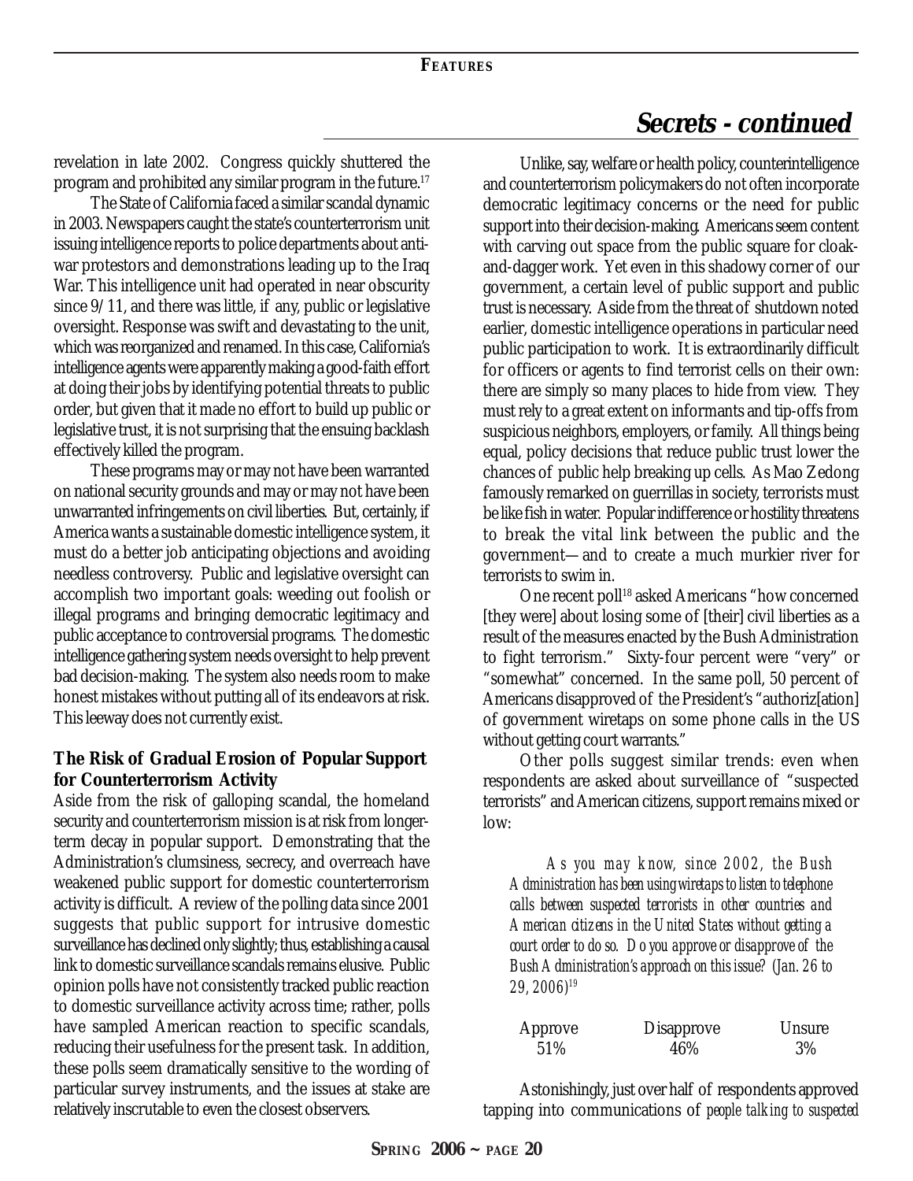revelation in late 2002. Congress quickly shuttered the program and prohibited any similar program in the future.[17]

The State of California faced a similar scandal dynamic in 2003. Newspapers caught the state's counterterrorism unit issuing intelligence reports to police departments about anti-war protestors and demonstrations leading up to the Iraq War. This intelligence unit had operated in near obscurity since 9/11, and there was little, if any, public or legislative oversight. Response was swift and devastating to the unit, which was reorganized and renamed. In this case, California's intelligence agents were apparently making a good-faith effort at doing their jobs by identifying potential threats to public order, but given that it made no effort to build up public or legislative trust, it is not surprising that the ensuing backlash effectively killed the program.

These programs may or may not have been warranted on national security grounds and may or may not have been unwarranted infringements on civil liberties. But, certainly, if America wants a sustainable domestic intelligence system, it must do a better job anticipating objections and avoiding needless controversy. Public and legislative oversight can accomplish two important goals: weeding out foolish or illegal programs and bringing democratic legitimacy and public acceptance to controversial programs. The domestic intelligence gathering system needs oversight to help prevent bad decision-making. The system also needs room to make honest mistakes without putting all of its endeavors at risk. This leeway does not currently exist.

**The Risk of Gradual Erosion of Popular Support for Counterterrorism Activity**

Aside from the risk of galloping scandal, the homeland security and counterterrorism mission is at risk from longer-term decay in popular support. Demonstrating that the Administration's clumsiness, secrecy, and overreach have weakened public support for domestic counterterrorism activity is difficult. A review of the polling data since 2001 suggests that public support for intrusive domestic surveillance has declined only slightly; thus, establishing a causal link to domestic surveillance scandals remains elusive. Public opinion polls have not consistently tracked public reaction to domestic surveillance activity across time; rather, polls have sampled American reaction to specific scandals, reducing their usefulness for the present task. In addition, these polls seem dramatically sensitive to the wording of particular survey instruments, and the issues at stake are relatively inscrutable to even the closest observers.

Unlike, say, welfare or health policy, counterintelligence and counterterrorism policymakers do not often incorporate democratic legitimacy concerns or the need for public support into their decision-making. Americans seem content with carving out space from the public square for cloak-and-dagger work. Yet even in this shadowy corner of our government, a certain level of public support and public trust is necessary. Aside from the threat of shutdown noted earlier, domestic intelligence operations in particular need public participation to work. It is extraordinarily difficult for officers or agents to find terrorist cells on their own: there are simply so many places to hide from view. They must rely to a great extent on informants and tip-offs from suspicious neighbors, employers, or family. All things being equal, policy decisions that reduce public trust lower the chances of public help breaking up cells. As Mao Zedong famously remarked on guerrillas in society, terrorists must be like fish in water. Popular indifference or hostility threatens to break the vital link between the public and the government—and to create a much murkier river for terrorists to swim in.

One recent poll[18] asked Americans "how concerned [they were] about losing some of [their] civil liberties as a result of the measures enacted by the Bush Administration to fight terrorism." Sixty-four percent were "very" or "somewhat" concerned. In the same poll, 50 percent of Americans disapproved of the President's "authoriz[ation] of government wiretaps on some phone calls in the US without getting court warrants."

Other polls suggest similar trends: even when respondents are asked about surveillance of "suspected terrorists" and American citizens, support remains mixed or low:

> *As you may know, since 2002, the Bush Administration has been using wiretaps to listen to telephone calls between suspected terrorists in other countries and American citizens in the United States without getting a court order to do so. Do you approve or disapprove of the Bush Administration's approach on this issue? (Jan. 26 to 29, 2006)*[19]

| Approve | Disapprove | Unsure |
|---|---|---|
| 51% | 46% | 3% |

Astonishingly, just over half of respondents approved tapping into communications of *people talking to suspected*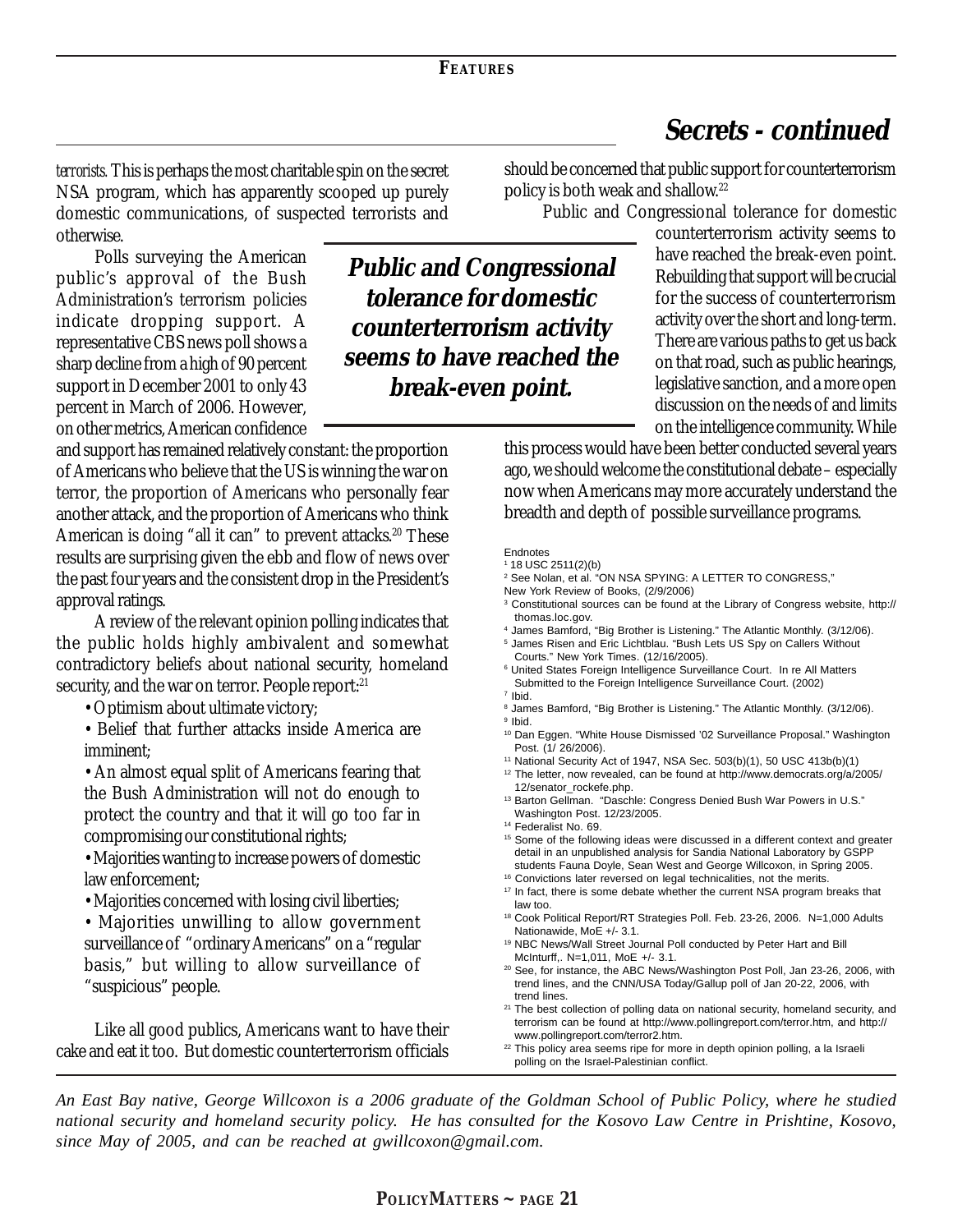## Secrets - continued

*terrorists.* This is perhaps the most charitable spin on the secret NSA program, which has apparently scooped up purely domestic communications, of suspected terrorists and otherwise.

Polls surveying the American public's approval of the Bush Administration's terrorism policies indicate dropping support. A representative CBS news poll shows a sharp decline from a high of 90 percent support in December 2001 to only 43 percent in March of 2006. However, on other metrics, American confidence and support has remained relatively constant: the proportion of Americans who believe that the US is winning the war on terror, the proportion of Americans who personally fear another attack, and the proportion of Americans who think American is doing "all it can" to prevent attacks.[20] These results are surprising given the ebb and flow of news over the past four years and the consistent drop in the President's approval ratings.

A review of the relevant opinion polling indicates that the public holds highly ambivalent and somewhat contradictory beliefs about national security, homeland security, and the war on terror. People report:[21]

- Optimism about ultimate victory;
- Belief that further attacks inside America are imminent;
- An almost equal split of Americans fearing that the Bush Administration will not do enough to protect the country and that it will go too far in compromising our constitutional rights;
- Majorities wanting to increase powers of domestic law enforcement;
- Majorities concerned with losing civil liberties;
- Majorities unwilling to allow government surveillance of "ordinary Americans" on a "regular basis," but willing to allow surveillance of "suspicious" people.

Like all good publics, Americans want to have their cake and eat it too. But domestic counterterrorism officials should be concerned that public support for counterterrorism policy is both weak and shallow.[22]

***Public and Congressional tolerance for domestic counterterrorism activity seems to have reached the break-even point.***

Public and Congressional tolerance for domestic counterterrorism activity seems to have reached the break-even point. Rebuilding that support will be crucial for the success of counterterrorism activity over the short and long-term. There are various paths to get us back on that road, such as public hearings, legislative sanction, and a more open discussion on the needs of and limits on the intelligence community. While this process would have been better conducted several years ago, we should welcome the constitutional debate – especially now when Americans may more accurately understand the breadth and depth of possible surveillance programs.

Endnotes

1. 18 USC 2511(2)(b)
2. See Nolan, et al. "ON NSA SPYING: A LETTER TO CONGRESS," New York Review of Books, (2/9/2006)
3. Constitutional sources can be found at the Library of Congress website, http://thomas.loc.gov.
4. James Bamford, "Big Brother is Listening." The Atlantic Monthly. (3/12/06).
5. James Risen and Eric Lichtblau. "Bush Lets US Spy on Callers Without Courts." New York Times. (12/16/2005).
6. United States Foreign Intelligence Surveillance Court. In re All Matters Submitted to the Foreign Intelligence Surveillance Court. (2002)
7. Ibid.
8. James Bamford, "Big Brother is Listening." The Atlantic Monthly. (3/12/06).
9. Ibid.
10. Dan Eggen. "White House Dismissed '02 Surveillance Proposal." Washington Post. (1/ 26/2006).
11. National Security Act of 1947, NSA Sec. 503(b)(1), 50 USC 413b(b)(1)
12. The letter, now revealed, can be found at http://www.democrats.org/a/2005/12/senator_rockefe.php.
13. Barton Gellman. "Daschle: Congress Denied Bush War Powers in U.S." Washington Post. 12/23/2005.
14. Federalist No. 69.
15. Some of the following ideas were discussed in a different context and greater detail in an unpublished analysis for Sandia National Laboratory by GSPP students Fauna Doyle, Sean West and George Willcoxon, in Spring 2005.
16. Convictions later reversed on legal technicalities, not the merits.
17. In fact, there is some debate whether the current NSA program breaks that law too.
18. Cook Political Report/RT Strategies Poll. Feb. 23-26, 2006. N=1,000 Adults Nationawide, MoE +/- 3.1.
19. NBC News/Wall Street Journal Poll conducted by Peter Hart and Bill McInturff,. N=1,011, MoE +/- 3.1.
20. See, for instance, the ABC News/Washington Post Poll, Jan 23-26, 2006, with trend lines, and the CNN/USA Today/Gallup poll of Jan 20-22, 2006, with trend lines.
21. The best collection of polling data on national security, homeland security, and terrorism can be found at http://www.pollingreport.com/terror.htm, and http://www.pollingreport.com/terror2.htm.
22. This policy area seems ripe for more in depth opinion polling, a la Israeli polling on the Israel-Palestinian conflict.

*An East Bay native, George Willcoxon is a 2006 graduate of the Goldman School of Public Policy, where he studied national security and homeland security policy. He has consulted for the Kosovo Law Centre in Prishtine, Kosovo, since May of 2005, and can be reached at gwillcoxon@gmail.com.*